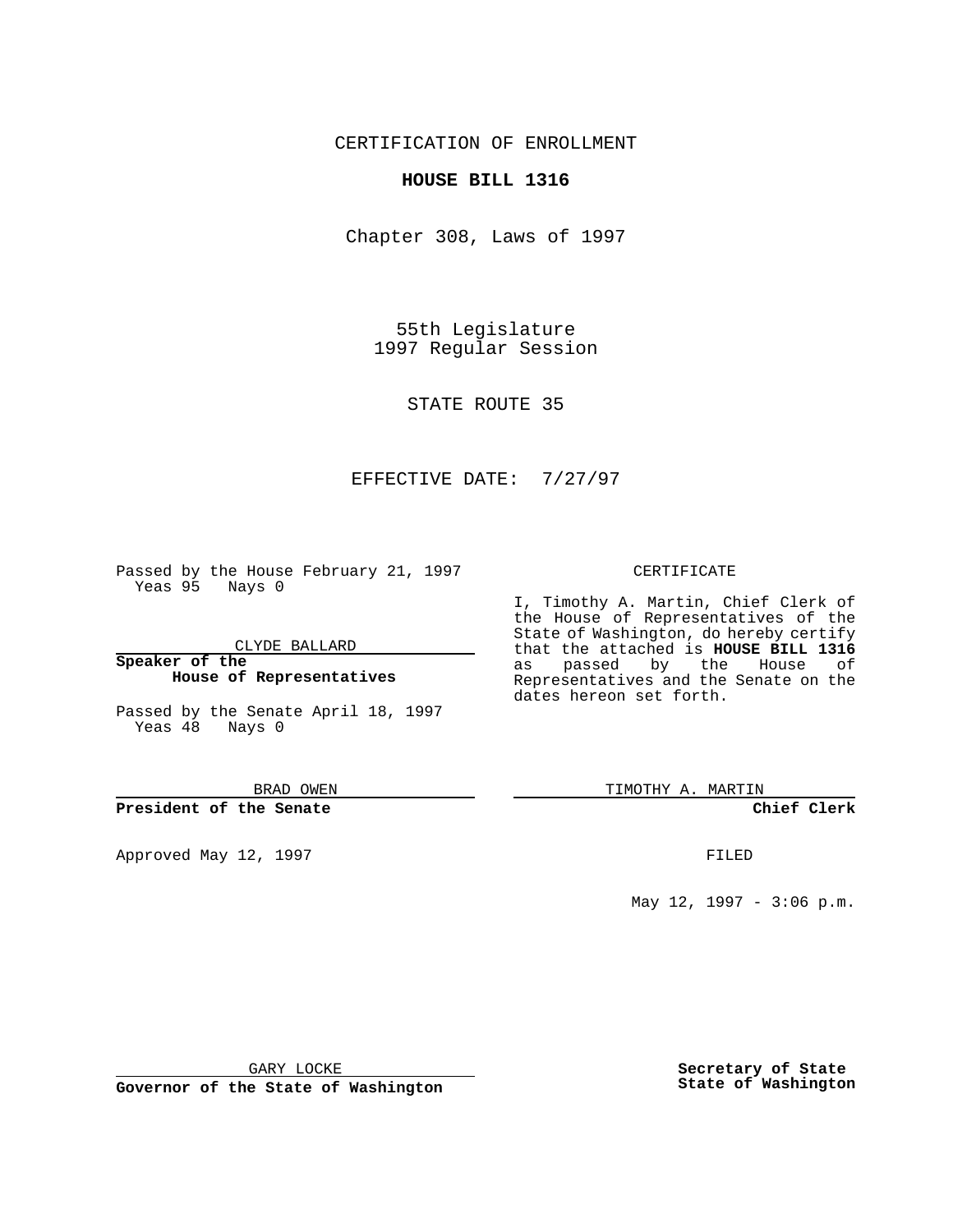CERTIFICATION OF ENROLLMENT

**HOUSE BILL 1316**

Chapter 308, Laws of 1997

55th Legislature
1997 Regular Session

STATE ROUTE 35

EFFECTIVE DATE: 7/27/97

Passed by the House February 21, 1997
Yeas 95 Nays 0

CLYDE BALLARD

**Speaker of the House of Representatives**

Passed by the Senate April 18, 1997
Yeas 48 Nays 0

BRAD OWEN

**President of the Senate**

Approved May 12, 1997

GARY LOCKE

**Governor of the State of Washington**

CERTIFICATE

I, Timothy A. Martin, Chief Clerk of the House of Representatives of the State of Washington, do hereby certify that the attached is **HOUSE BILL 1316** as passed by the House of Representatives and the Senate on the dates hereon set forth.

TIMOTHY A. MARTIN

**Chief Clerk**

FILED

May 12, 1997 - 3:06 p.m.

**Secretary of State**
**State of Washington**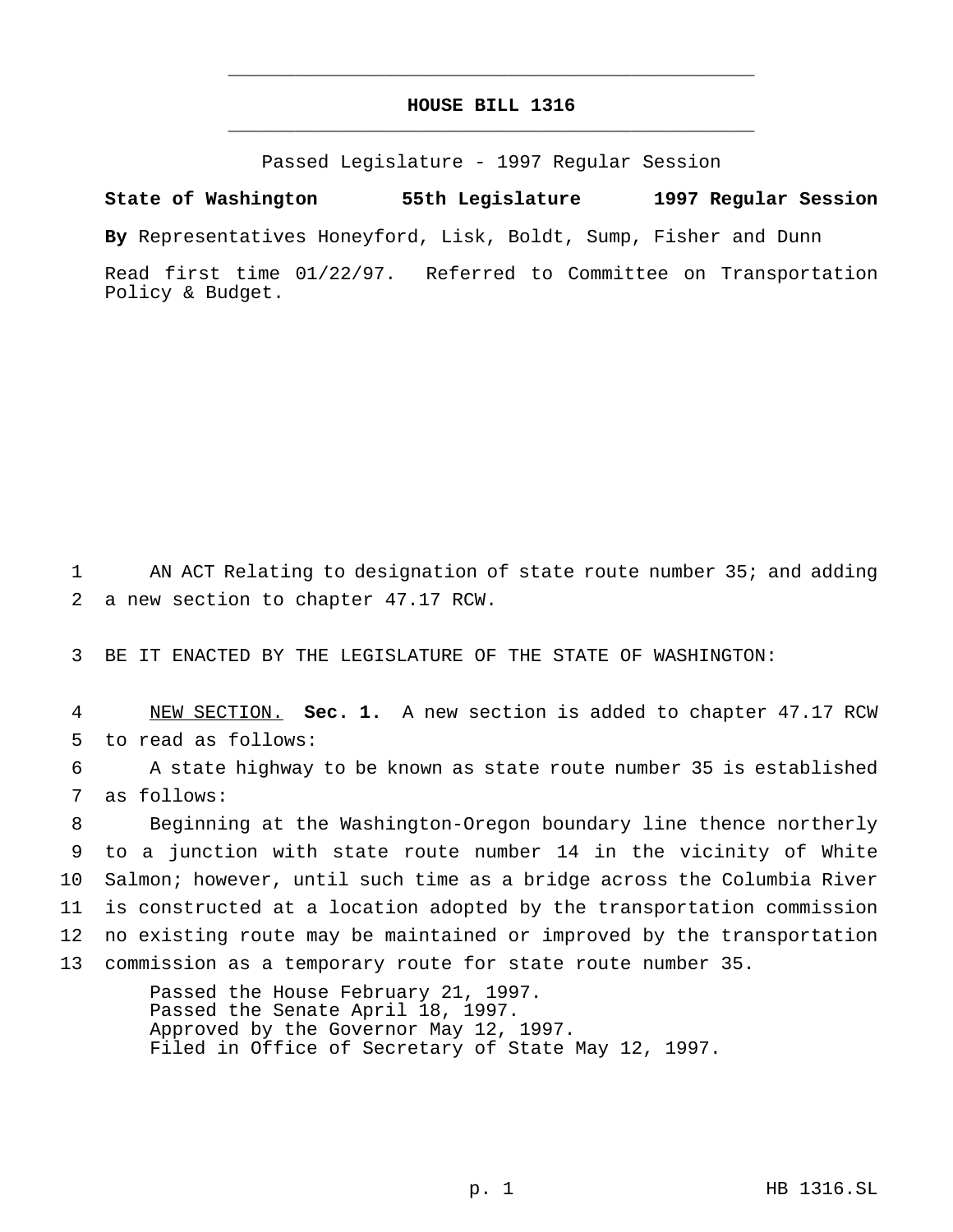# HOUSE BILL 1316

Passed Legislature - 1997 Regular Session

**State of Washington 55th Legislature 1997 Regular Session**

**By** Representatives Honeyford, Lisk, Boldt, Sump, Fisher and Dunn

Read first time 01/22/97. Referred to Committee on Transportation Policy & Budget.

AN ACT Relating to designation of state route number 35; and adding a new section to chapter 47.17 RCW.

BE IT ENACTED BY THE LEGISLATURE OF THE STATE OF WASHINGTON:

NEW SECTION. **Sec. 1.** A new section is added to chapter 47.17 RCW to read as follows:

A state highway to be known as state route number 35 is established as follows:

Beginning at the Washington-Oregon boundary line thence northerly to a junction with state route number 14 in the vicinity of White Salmon; however, until such time as a bridge across the Columbia River is constructed at a location adopted by the transportation commission no existing route may be maintained or improved by the transportation commission as a temporary route for state route number 35.

Passed the House February 21, 1997.
Passed the Senate April 18, 1997.
Approved by the Governor May 12, 1997.
Filed in Office of Secretary of State May 12, 1997.